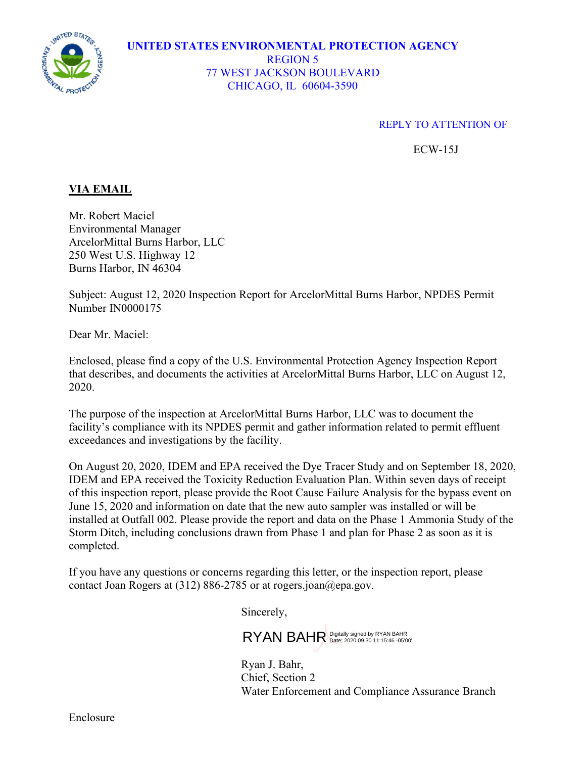**UNITED STATES ENVIRONMENTAL PROTECTION AGENCY**
REGION 5
77 WEST JACKSON BOULEVARD
CHICAGO, IL 60604-3590

REPLY TO ATTENTION OF

ECW-15J

**VIA EMAIL**

Mr. Robert Maciel
Environmental Manager
ArcelorMittal Burns Harbor, LLC
250 West U.S. Highway 12
Burns Harbor, IN 46304

Subject: August 12, 2020 Inspection Report for ArcelorMittal Burns Harbor, NPDES Permit Number IN0000175

Dear Mr. Maciel:

Enclosed, please find a copy of the U.S. Environmental Protection Agency Inspection Report that describes, and documents the activities at ArcelorMittal Burns Harbor, LLC on August 12, 2020.

The purpose of the inspection at ArcelorMittal Burns Harbor, LLC was to document the facility's compliance with its NPDES permit and gather information related to permit effluent exceedances and investigations by the facility.

On August 20, 2020, IDEM and EPA received the Dye Tracer Study and on September 18, 2020, IDEM and EPA received the Toxicity Reduction Evaluation Plan. Within seven days of receipt of this inspection report, please provide the Root Cause Failure Analysis for the bypass event on June 15, 2020 and information on date that the new auto sampler was installed or will be installed at Outfall 002. Please provide the report and data on the Phase 1 Ammonia Study of the Storm Ditch, including conclusions drawn from Phase 1 and plan for Phase 2 as soon as it is completed.

If you have any questions or concerns regarding this letter, or the inspection report, please contact Joan Rogers at (312) 886-2785 or at rogers.joan@epa.gov.

Sincerely,

RYAN BAHR Digitally signed by RYAN BAHR Date: 2020.09.30 11:15:46 -05'00'

Ryan J. Bahr,
Chief, Section 2
Water Enforcement and Compliance Assurance Branch

Enclosure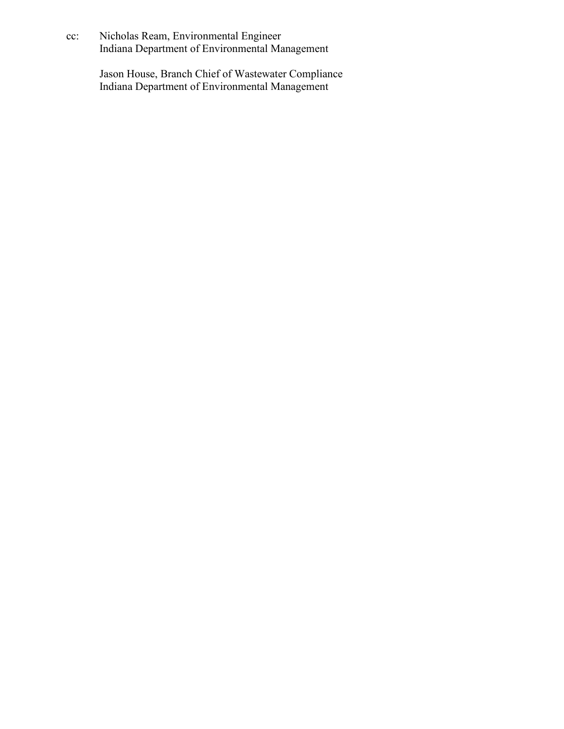cc: Nicholas Ream, Environmental Engineer
Indiana Department of Environmental Management

Jason House, Branch Chief of Wastewater Compliance
Indiana Department of Environmental Management